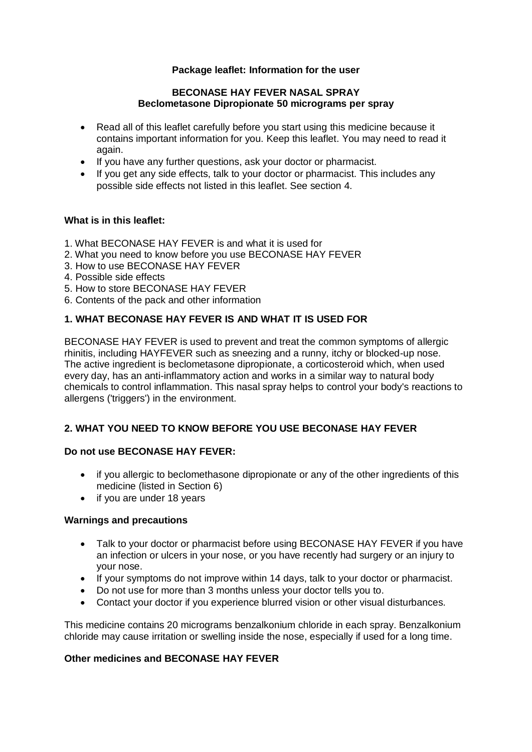**Package leaflet: Information for the user**

**BECONASE HAY FEVER NASAL SPRAY**
**Beclometasone Dipropionate 50 micrograms per spray**

- Read all of this leaflet carefully before you start using this medicine because it contains important information for you. Keep this leaflet. You may need to read it again.
- If you have any further questions, ask your doctor or pharmacist.
- If you get any side effects, talk to your doctor or pharmacist. This includes any possible side effects not listed in this leaflet. See section 4.

**What is in this leaflet:**

1. What BECONASE HAY FEVER is and what it is used for
2. What you need to know before you use BECONASE HAY FEVER
3. How to use BECONASE HAY FEVER
4. Possible side effects
5. How to store BECONASE HAY FEVER
6. Contents of the pack and other information

## 1. WHAT BECONASE HAY FEVER IS AND WHAT IT IS USED FOR

BECONASE HAY FEVER is used to prevent and treat the common symptoms of allergic rhinitis, including HAYFEVER such as sneezing and a runny, itchy or blocked-up nose. The active ingredient is beclometasone dipropionate, a corticosteroid which, when used every day, has an anti-inflammatory action and works in a similar way to natural body chemicals to control inflammation. This nasal spray helps to control your body's reactions to allergens ('triggers') in the environment.

## 2. WHAT YOU NEED TO KNOW BEFORE YOU USE BECONASE HAY FEVER

**Do not use BECONASE HAY FEVER:**

- if you allergic to beclomethasone dipropionate or any of the other ingredients of this medicine (listed in Section 6)
- if you are under 18 years

**Warnings and precautions**

- Talk to your doctor or pharmacist before using BECONASE HAY FEVER if you have an infection or ulcers in your nose, or you have recently had surgery or an injury to your nose.
- If your symptoms do not improve within 14 days, talk to your doctor or pharmacist.
- Do not use for more than 3 months unless your doctor tells you to.
- Contact your doctor if you experience blurred vision or other visual disturbances.

This medicine contains 20 micrograms benzalkonium chloride in each spray. Benzalkonium chloride may cause irritation or swelling inside the nose, especially if used for a long time.

**Other medicines and BECONASE HAY FEVER**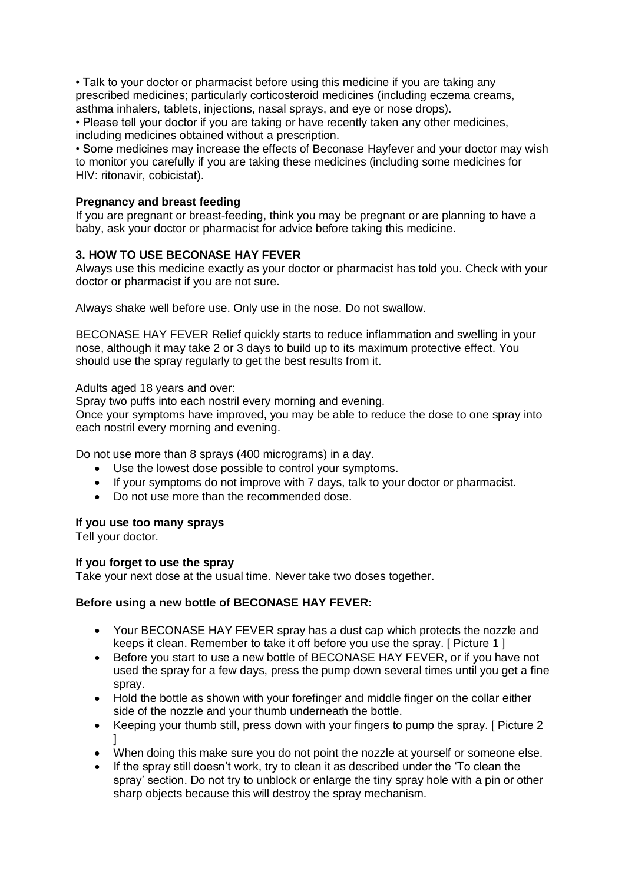- Talk to your doctor or pharmacist before using this medicine if you are taking any prescribed medicines; particularly corticosteroid medicines (including eczema creams, asthma inhalers, tablets, injections, nasal sprays, and eye or nose drops).
- Please tell your doctor if you are taking or have recently taken any other medicines, including medicines obtained without a prescription.
- Some medicines may increase the effects of Beconase Hayfever and your doctor may wish to monitor you carefully if you are taking these medicines (including some medicines for HIV: ritonavir, cobicistat).

**Pregnancy and breast feeding**

If you are pregnant or breast-feeding, think you may be pregnant or are planning to have a baby, ask your doctor or pharmacist for advice before taking this medicine.

## 3. HOW TO USE BECONASE HAY FEVER

Always use this medicine exactly as your doctor or pharmacist has told you. Check with your doctor or pharmacist if you are not sure.

Always shake well before use. Only use in the nose. Do not swallow.

BECONASE HAY FEVER Relief quickly starts to reduce inflammation and swelling in your nose, although it may take 2 or 3 days to build up to its maximum protective effect. You should use the spray regularly to get the best results from it.

Adults aged 18 years and over:

Spray two puffs into each nostril every morning and evening.

Once your symptoms have improved, you may be able to reduce the dose to one spray into each nostril every morning and evening.

Do not use more than 8 sprays (400 micrograms) in a day.

- Use the lowest dose possible to control your symptoms.
- If your symptoms do not improve with 7 days, talk to your doctor or pharmacist.
- Do not use more than the recommended dose.

**If you use too many sprays**

Tell your doctor.

**If you forget to use the spray**

Take your next dose at the usual time. Never take two doses together.

**Before using a new bottle of BECONASE HAY FEVER:**

- Your BECONASE HAY FEVER spray has a dust cap which protects the nozzle and keeps it clean. Remember to take it off before you use the spray. [ Picture 1 ]
- Before you start to use a new bottle of BECONASE HAY FEVER, or if you have not used the spray for a few days, press the pump down several times until you get a fine spray.
- Hold the bottle as shown with your forefinger and middle finger on the collar either side of the nozzle and your thumb underneath the bottle.
- Keeping your thumb still, press down with your fingers to pump the spray. [ Picture 2 ]
- When doing this make sure you do not point the nozzle at yourself or someone else.
- If the spray still doesn't work, try to clean it as described under the 'To clean the spray' section. Do not try to unblock or enlarge the tiny spray hole with a pin or other sharp objects because this will destroy the spray mechanism.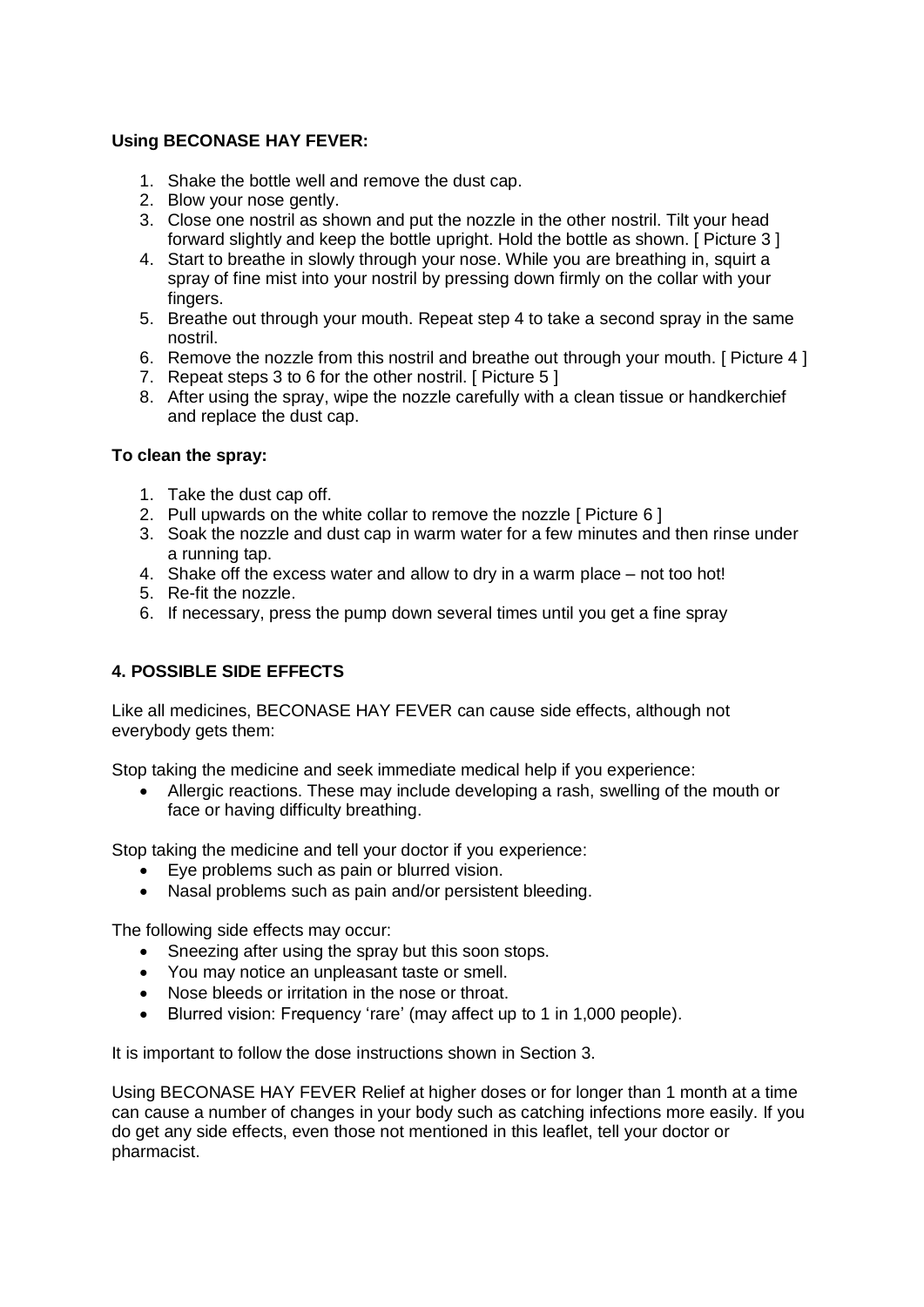**Using BECONASE HAY FEVER:**

1. Shake the bottle well and remove the dust cap.
2. Blow your nose gently.
3. Close one nostril as shown and put the nozzle in the other nostril. Tilt your head forward slightly and keep the bottle upright. Hold the bottle as shown. [ Picture 3 ]
4. Start to breathe in slowly through your nose. While you are breathing in, squirt a spray of fine mist into your nostril by pressing down firmly on the collar with your fingers.
5. Breathe out through your mouth. Repeat step 4 to take a second spray in the same nostril.
6. Remove the nozzle from this nostril and breathe out through your mouth. [ Picture 4 ]
7. Repeat steps 3 to 6 for the other nostril. [ Picture 5 ]
8. After using the spray, wipe the nozzle carefully with a clean tissue or handkerchief and replace the dust cap.

**To clean the spray:**

1. Take the dust cap off.
2. Pull upwards on the white collar to remove the nozzle [ Picture 6 ]
3. Soak the nozzle and dust cap in warm water for a few minutes and then rinse under a running tap.
4. Shake off the excess water and allow to dry in a warm place – not too hot!
5. Re-fit the nozzle.
6. If necessary, press the pump down several times until you get a fine spray

## 4. POSSIBLE SIDE EFFECTS

Like all medicines, BECONASE HAY FEVER can cause side effects, although not everybody gets them:

Stop taking the medicine and seek immediate medical help if you experience:

- Allergic reactions. These may include developing a rash, swelling of the mouth or face or having difficulty breathing.

Stop taking the medicine and tell your doctor if you experience:

- Eye problems such as pain or blurred vision.
- Nasal problems such as pain and/or persistent bleeding.

The following side effects may occur:

- Sneezing after using the spray but this soon stops.
- You may notice an unpleasant taste or smell.
- Nose bleeds or irritation in the nose or throat.
- Blurred vision: Frequency 'rare' (may affect up to 1 in 1,000 people).

It is important to follow the dose instructions shown in Section 3.

Using BECONASE HAY FEVER Relief at higher doses or for longer than 1 month at a time can cause a number of changes in your body such as catching infections more easily. If you do get any side effects, even those not mentioned in this leaflet, tell your doctor or pharmacist.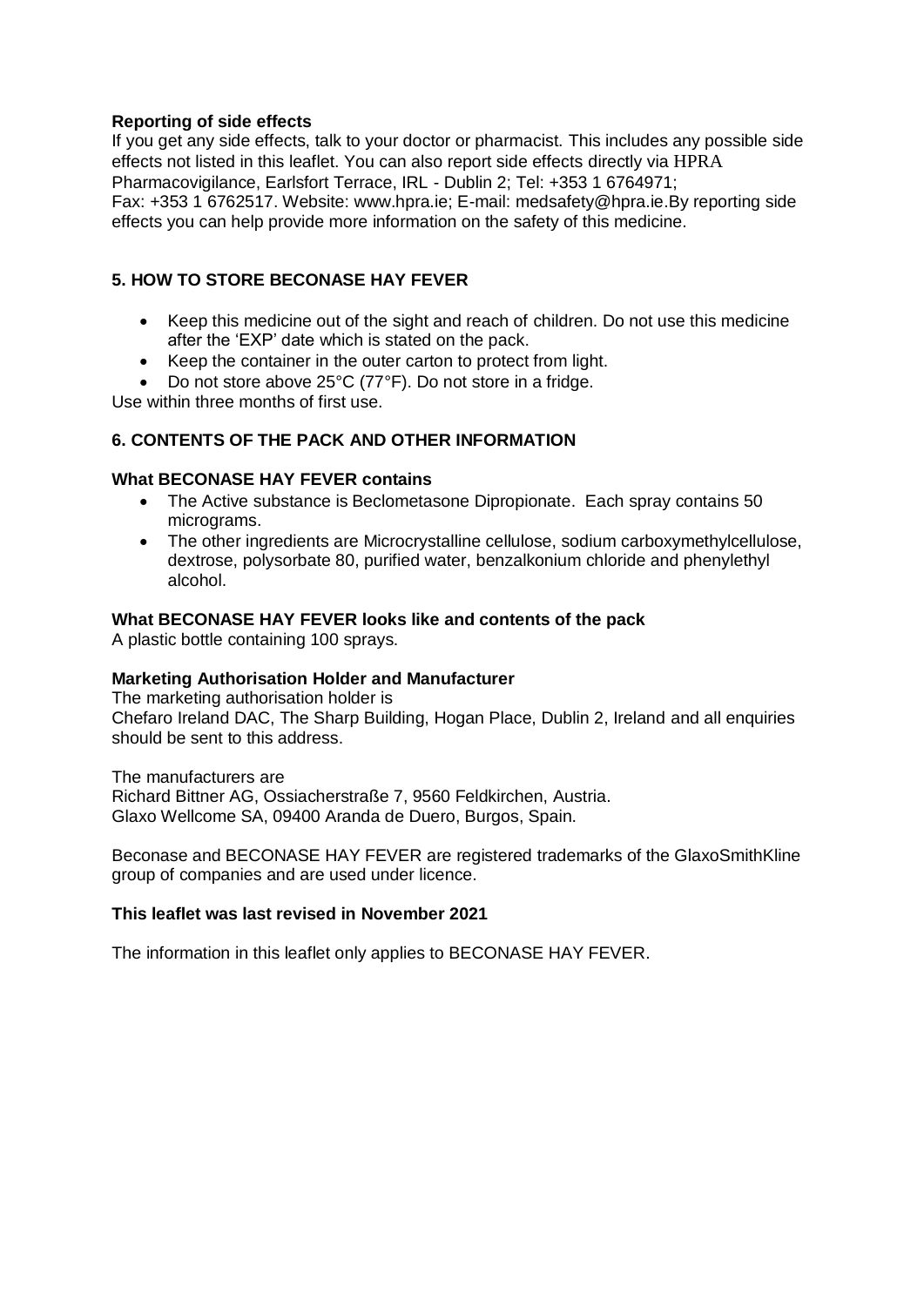**Reporting of side effects**

If you get any side effects, talk to your doctor or pharmacist. This includes any possible side effects not listed in this leaflet. You can also report side effects directly via HPRA Pharmacovigilance, Earlsfort Terrace, IRL - Dublin 2; Tel: +353 1 6764971; Fax: +353 1 6762517. Website: www.hpra.ie; E-mail: medsafety@hpra.ie.By reporting side effects you can help provide more information on the safety of this medicine.

## 5. HOW TO STORE BECONASE HAY FEVER

- Keep this medicine out of the sight and reach of children. Do not use this medicine after the 'EXP' date which is stated on the pack.
- Keep the container in the outer carton to protect from light.
- Do not store above 25°C (77°F). Do not store in a fridge.

Use within three months of first use.

## 6. CONTENTS OF THE PACK AND OTHER INFORMATION

**What BECONASE HAY FEVER contains**

- The Active substance is Beclometasone Dipropionate. Each spray contains 50 micrograms.
- The other ingredients are Microcrystalline cellulose, sodium carboxymethylcellulose, dextrose, polysorbate 80, purified water, benzalkonium chloride and phenylethyl alcohol.

**What BECONASE HAY FEVER looks like and contents of the pack**

A plastic bottle containing 100 sprays.

**Marketing Authorisation Holder and Manufacturer**

The marketing authorisation holder is
Chefaro Ireland DAC, The Sharp Building, Hogan Place, Dublin 2, Ireland and all enquiries should be sent to this address.

The manufacturers are
Richard Bittner AG, Ossiacherstraße 7, 9560 Feldkirchen, Austria.
Glaxo Wellcome SA, 09400 Aranda de Duero, Burgos, Spain.

Beconase and BECONASE HAY FEVER are registered trademarks of the GlaxoSmithKline group of companies and are used under licence.

**This leaflet was last revised in November 2021**

The information in this leaflet only applies to BECONASE HAY FEVER.